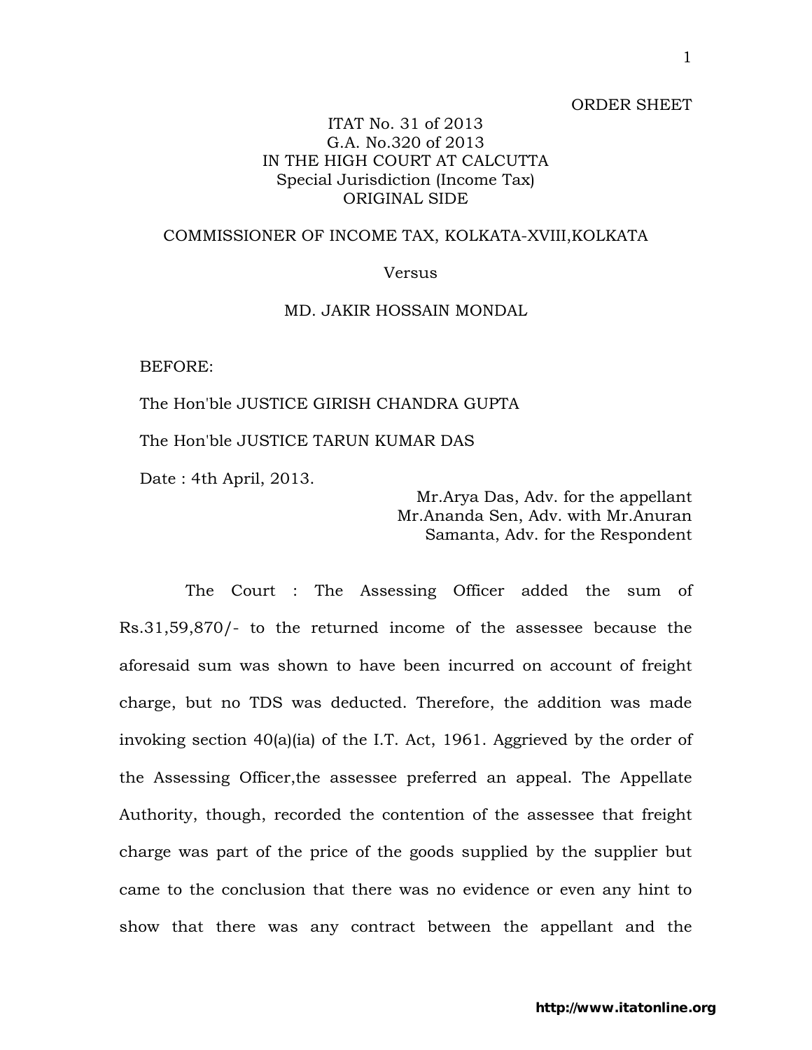ORDER SHEET

ITAT No. 31 of 2013
G.A. No.320 of 2013
IN THE HIGH COURT AT CALCUTTA
Special Jurisdiction (Income Tax)
ORIGINAL SIDE

COMMISSIONER OF INCOME TAX, KOLKATA-XVIII,KOLKATA

Versus

MD. JAKIR HOSSAIN MONDAL

BEFORE:

The Hon'ble JUSTICE GIRISH CHANDRA GUPTA

The Hon'ble JUSTICE TARUN KUMAR DAS

Date : 4th April, 2013.

Mr.Arya Das, Adv. for the appellant
Mr.Ananda Sen, Adv. with Mr.Anuran Samanta, Adv. for the Respondent

The Court : The Assessing Officer added the sum of Rs.31,59,870/- to the returned income of the assessee because the aforesaid sum was shown to have been incurred on account of freight charge, but no TDS was deducted. Therefore, the addition was made invoking section 40(a)(ia) of the I.T. Act, 1961. Aggrieved by the order of the Assessing Officer,the assessee preferred an appeal. The Appellate Authority, though, recorded the contention of the assessee that freight charge was part of the price of the goods supplied by the supplier but came to the conclusion that there was no evidence or even any hint to show that there was any contract between the appellant and the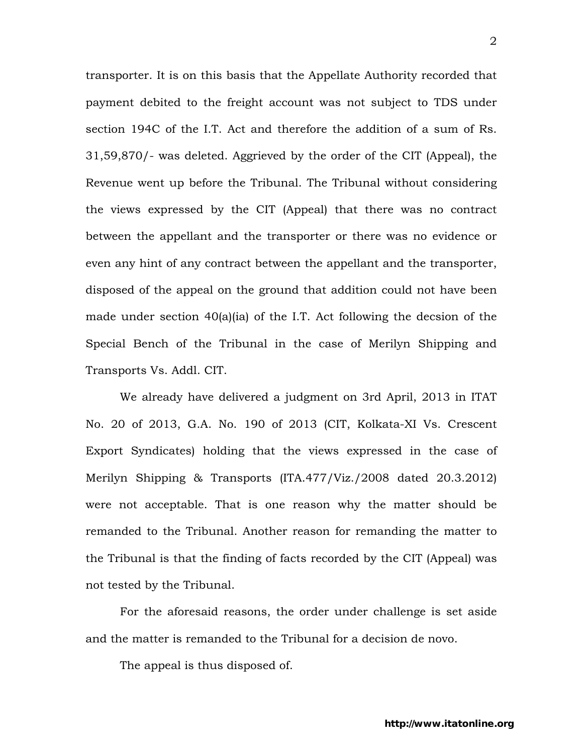transporter. It is on this basis that the Appellate Authority recorded that payment debited to the freight account was not subject to TDS under section 194C of the I.T. Act and therefore the addition of a sum of Rs. 31,59,870/- was deleted. Aggrieved by the order of the CIT (Appeal), the Revenue went up before the Tribunal. The Tribunal without considering the views expressed by the CIT (Appeal) that there was no contract between the appellant and the transporter or there was no evidence or even any hint of any contract between the appellant and the transporter, disposed of the appeal on the ground that addition could not have been made under section 40(a)(ia) of the I.T. Act following the decsion of the Special Bench of the Tribunal in the case of Merilyn Shipping and Transports Vs. Addl. CIT.

We already have delivered a judgment on 3rd April, 2013 in ITAT No. 20 of 2013, G.A. No. 190 of 2013 (CIT, Kolkata-XI Vs. Crescent Export Syndicates) holding that the views expressed in the case of Merilyn Shipping & Transports (ITA.477/Viz./2008 dated 20.3.2012) were not acceptable. That is one reason why the matter should be remanded to the Tribunal. Another reason for remanding the matter to the Tribunal is that the finding of facts recorded by the CIT (Appeal) was not tested by the Tribunal.

For the aforesaid reasons, the order under challenge is set aside and the matter is remanded to the Tribunal for a decision de novo.

The appeal is thus disposed of.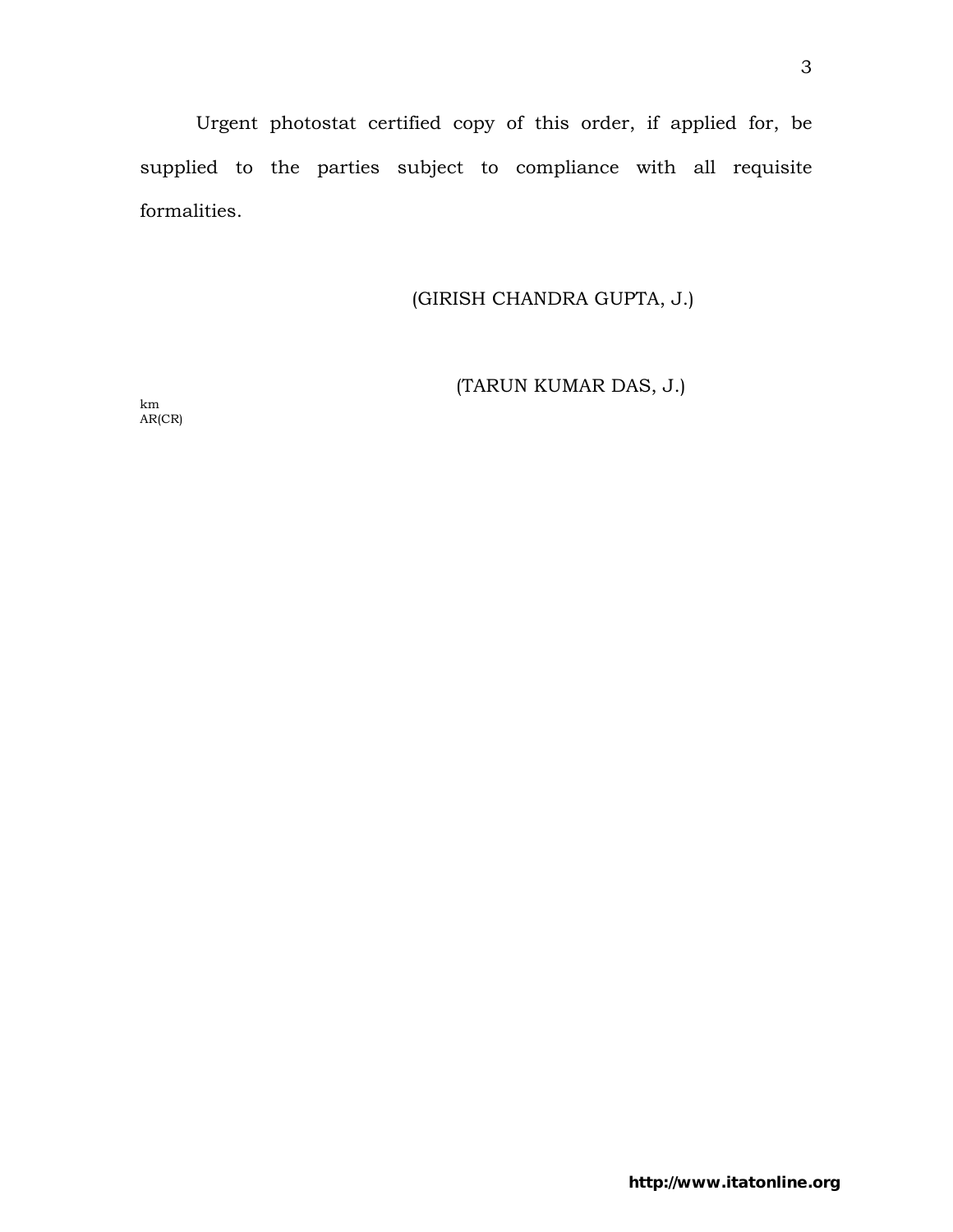Urgent photostat certified copy of this order, if applied for, be supplied to the parties subject to compliance with all requisite formalities.

(GIRISH CHANDRA GUPTA, J.)

(TARUN KUMAR DAS, J.)

km
AR(CR)